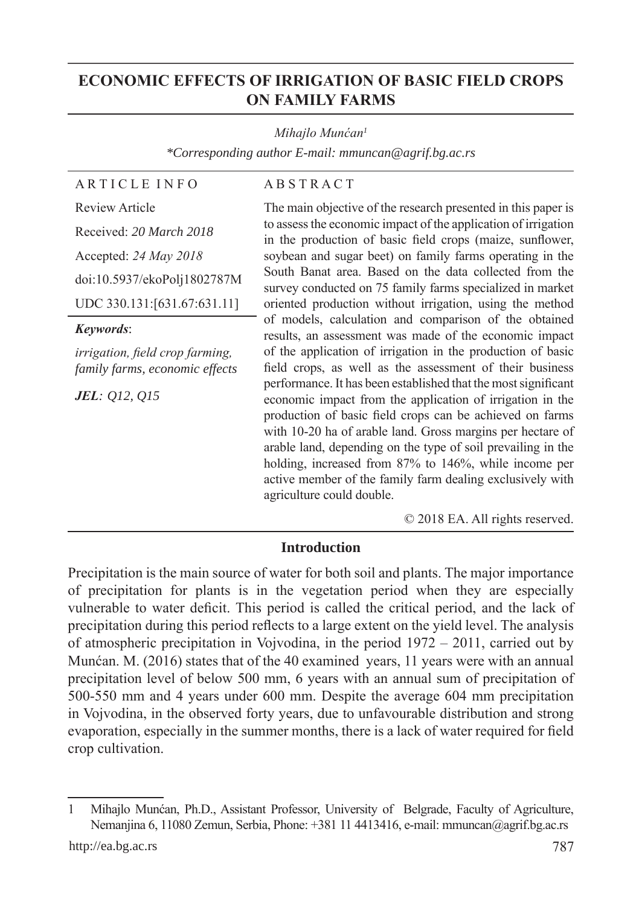# ECONOMIC EFFECTS OF IRRIGATION OF BASIC FIELD CROPS ON FAMILY FARMS

*Mihajlo Munćan*[1]

*\*Corresponding author E-mail: mmuncan@agrif.bg.ac.rs*

**ARTICLE INFO**

Review Article

Received: *20 March 2018*

Accepted: *24 May 2018*

doi:10.5937/ekoPolj1802787M

UDC 330.131:[631.67:631.11]

***Keywords***:

*irrigation, field crop farming, family farms, economic effects*

***JEL**: Q12, Q15*

**ABSTRACT**

The main objective of the research presented in this paper is to assess the economic impact of the application of irrigation in the production of basic field crops (maize, sunflower, soybean and sugar beet) on family farms operating in the South Banat area. Based on the data collected from the survey conducted on 75 family farms specialized in market oriented production without irrigation, using the method of models, calculation and comparison of the obtained results, an assessment was made of the economic impact of the application of irrigation in the production of basic field crops, as well as the assessment of their business performance. It has been established that the most significant economic impact from the application of irrigation in the production of basic field crops can be achieved on farms with 10-20 ha of arable land. Gross margins per hectare of arable land, depending on the type of soil prevailing in the holding, increased from 87% to 146%, while income per active member of the family farm dealing exclusively with agriculture could double.

© 2018 EA. All rights reserved.

## Introduction

Precipitation is the main source of water for both soil and plants. The major importance of precipitation for plants is in the vegetation period when they are especially vulnerable to water deficit. This period is called the critical period, and the lack of precipitation during this period reflects to a large extent on the yield level. The analysis of atmospheric precipitation in Vojvodina, in the period 1972 – 2011, carried out by Munćan. M. (2016) states that of the 40 examined years, 11 years were with an annual precipitation level of below 500 mm, 6 years with an annual sum of precipitation of 500-550 mm and 4 years under 600 mm. Despite the average 604 mm precipitation in Vojvodina, in the observed forty years, due to unfavourable distribution and strong evaporation, especially in the summer months, there is a lack of water required for field crop cultivation.

---

[1] Mihajlo Munćan, Ph.D., Assistant Professor, University of Belgrade, Faculty of Agriculture, Nemanjina 6, 11080 Zemun, Serbia, Phone: +381 11 4413416, e-mail: mmuncan@agrif.bg.ac.rs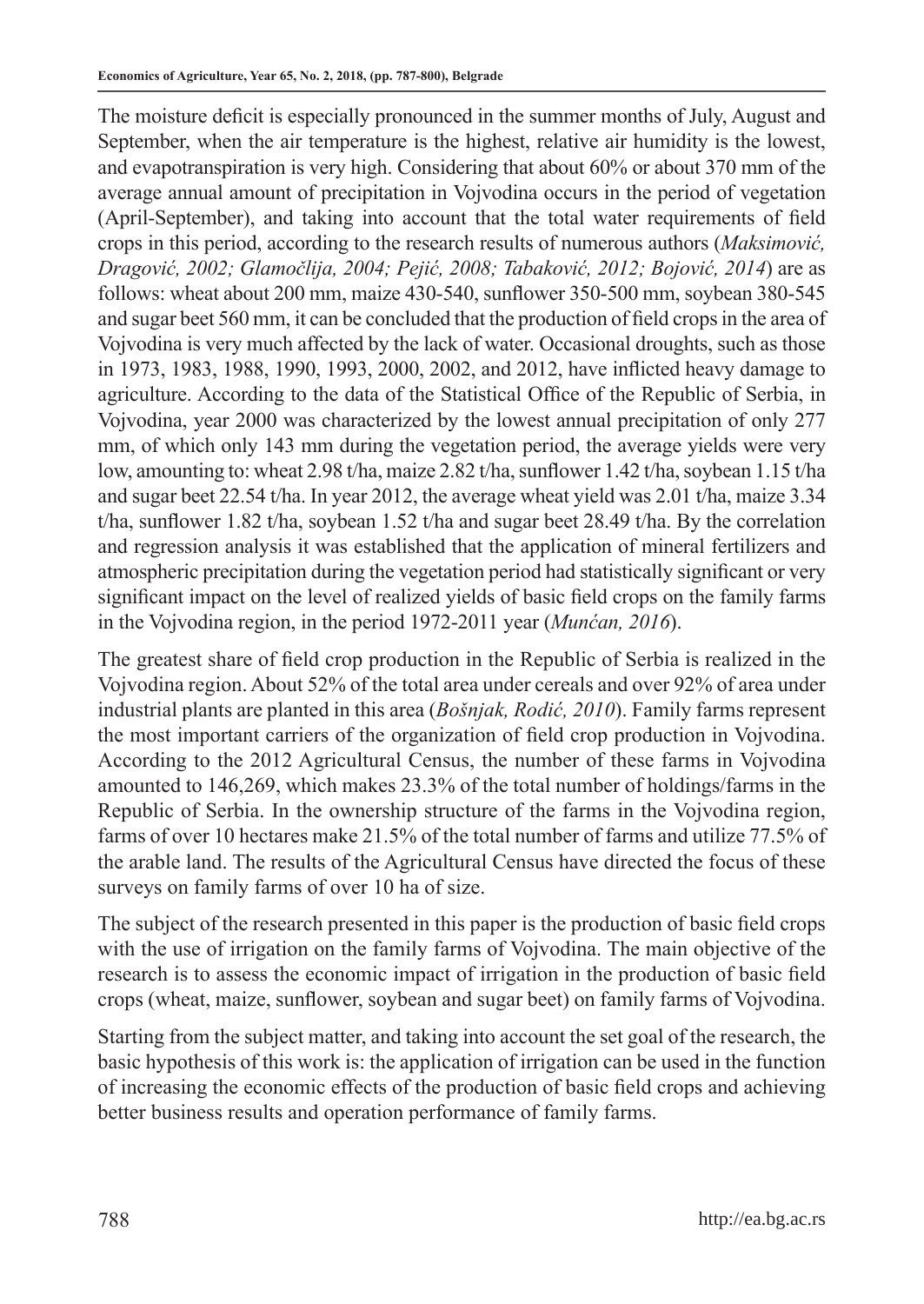The moisture deficit is especially pronounced in the summer months of July, August and September, when the air temperature is the highest, relative air humidity is the lowest, and evapotranspiration is very high. Considering that about 60% or about 370 mm of the average annual amount of precipitation in Vojvodina occurs in the period of vegetation (April-September), and taking into account that the total water requirements of field crops in this period, according to the research results of numerous authors (*Maksimović, Dragović, 2002; Glamočlija, 2004; Pejić, 2008; Tabaković, 2012; Bojović, 2014*) are as follows: wheat about 200 mm, maize 430-540, sunflower 350-500 mm, soybean 380-545 and sugar beet 560 mm, it can be concluded that the production of field crops in the area of Vojvodina is very much affected by the lack of water. Occasional droughts, such as those in 1973, 1983, 1988, 1990, 1993, 2000, 2002, and 2012, have inflicted heavy damage to agriculture. According to the data of the Statistical Office of the Republic of Serbia, in Vojvodina, year 2000 was characterized by the lowest annual precipitation of only 277 mm, of which only 143 mm during the vegetation period, the average yields were very low, amounting to: wheat 2.98 t/ha, maize 2.82 t/ha, sunflower 1.42 t/ha, soybean 1.15 t/ha and sugar beet 22.54 t/ha. In year 2012, the average wheat yield was 2.01 t/ha, maize 3.34 t/ha, sunflower 1.82 t/ha, soybean 1.52 t/ha and sugar beet 28.49 t/ha. By the correlation and regression analysis it was established that the application of mineral fertilizers and atmospheric precipitation during the vegetation period had statistically significant or very significant impact on the level of realized yields of basic field crops on the family farms in the Vojvodina region, in the period 1972-2011 year (*Munćan, 2016*).

The greatest share of field crop production in the Republic of Serbia is realized in the Vojvodina region. About 52% of the total area under cereals and over 92% of area under industrial plants are planted in this area (*Bošnjak, Rodić, 2010*). Family farms represent the most important carriers of the organization of field crop production in Vojvodina. According to the 2012 Agricultural Census, the number of these farms in Vojvodina amounted to 146,269, which makes 23.3% of the total number of holdings/farms in the Republic of Serbia. In the ownership structure of the farms in the Vojvodina region, farms of over 10 hectares make 21.5% of the total number of farms and utilize 77.5% of the arable land. The results of the Agricultural Census have directed the focus of these surveys on family farms of over 10 ha of size.

The subject of the research presented in this paper is the production of basic field crops with the use of irrigation on the family farms of Vojvodina. The main objective of the research is to assess the economic impact of irrigation in the production of basic field crops (wheat, maize, sunflower, soybean and sugar beet) on family farms of Vojvodina.

Starting from the subject matter, and taking into account the set goal of the research, the basic hypothesis of this work is: the application of irrigation can be used in the function of increasing the economic effects of the production of basic field crops and achieving better business results and operation performance of family farms.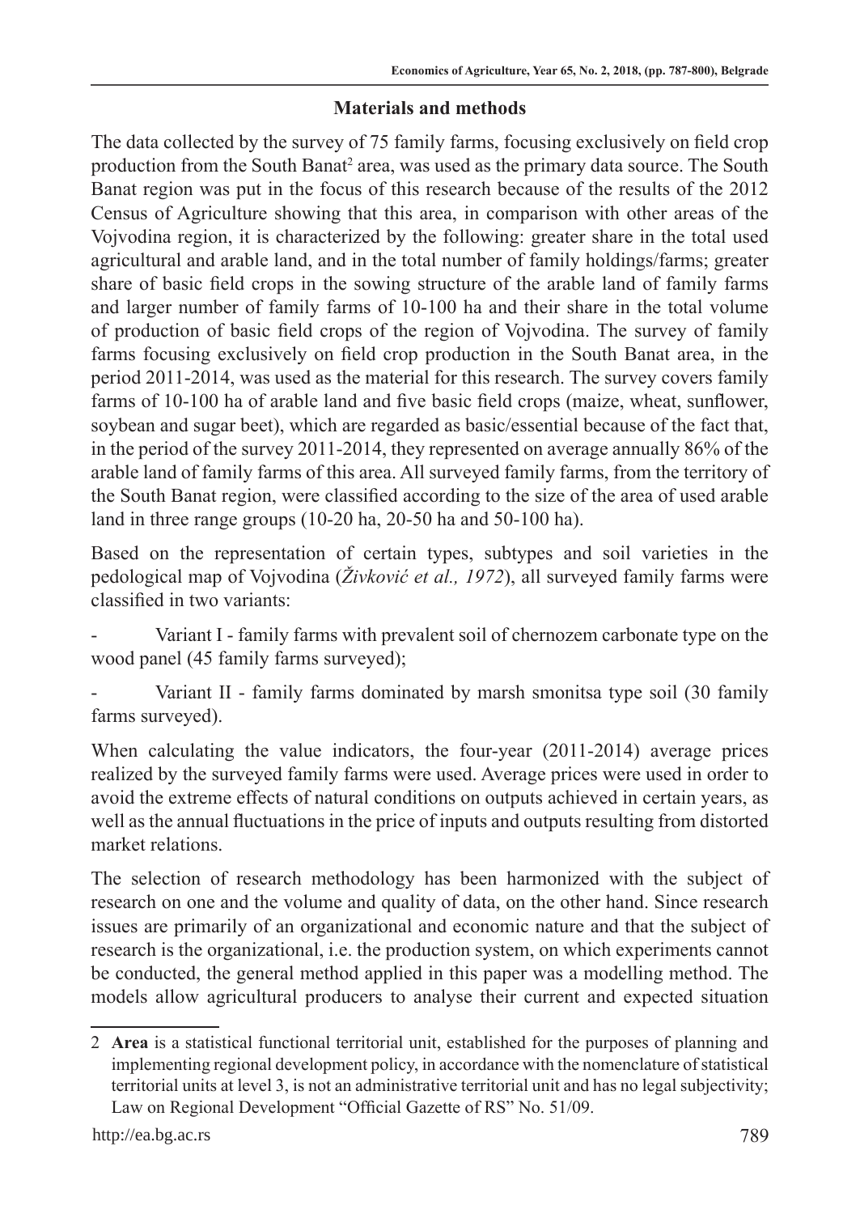## Materials and methods

The data collected by the survey of 75 family farms, focusing exclusively on field crop production from the South Banat[2] area, was used as the primary data source. The South Banat region was put in the focus of this research because of the results of the 2012 Census of Agriculture showing that this area, in comparison with other areas of the Vojvodina region, it is characterized by the following: greater share in the total used agricultural and arable land, and in the total number of family holdings/farms; greater share of basic field crops in the sowing structure of the arable land of family farms and larger number of family farms of 10-100 ha and their share in the total volume of production of basic field crops of the region of Vojvodina. The survey of family farms focusing exclusively on field crop production in the South Banat area, in the period 2011-2014, was used as the material for this research. The survey covers family farms of 10-100 ha of arable land and five basic field crops (maize, wheat, sunflower, soybean and sugar beet), which are regarded as basic/essential because of the fact that, in the period of the survey 2011-2014, they represented on average annually 86% of the arable land of family farms of this area. All surveyed family farms, from the territory of the South Banat region, were classified according to the size of the area of used arable land in three range groups (10-20 ha, 20-50 ha and 50-100 ha).

Based on the representation of certain types, subtypes and soil varieties in the pedological map of Vojvodina (*Živković et al., 1972*), all surveyed family farms were classified in two variants:

- Variant I - family farms with prevalent soil of chernozem carbonate type on the wood panel (45 family farms surveyed);
- Variant II - family farms dominated by marsh smonitsa type soil (30 family farms surveyed).

When calculating the value indicators, the four-year (2011-2014) average prices realized by the surveyed family farms were used. Average prices were used in order to avoid the extreme effects of natural conditions on outputs achieved in certain years, as well as the annual fluctuations in the price of inputs and outputs resulting from distorted market relations.

The selection of research methodology has been harmonized with the subject of research on one and the volume and quality of data, on the other hand. Since research issues are primarily of an organizational and economic nature and that the subject of research is the organizational, i.e. the production system, on which experiments cannot be conducted, the general method applied in this paper was a modelling method. The models allow agricultural producers to analyse their current and expected situation

---

2 **Area** is a statistical functional territorial unit, established for the purposes of planning and implementing regional development policy, in accordance with the nomenclature of statistical territorial units at level 3, is not an administrative territorial unit and has no legal subjectivity; Law on Regional Development "Official Gazette of RS" No. 51/09.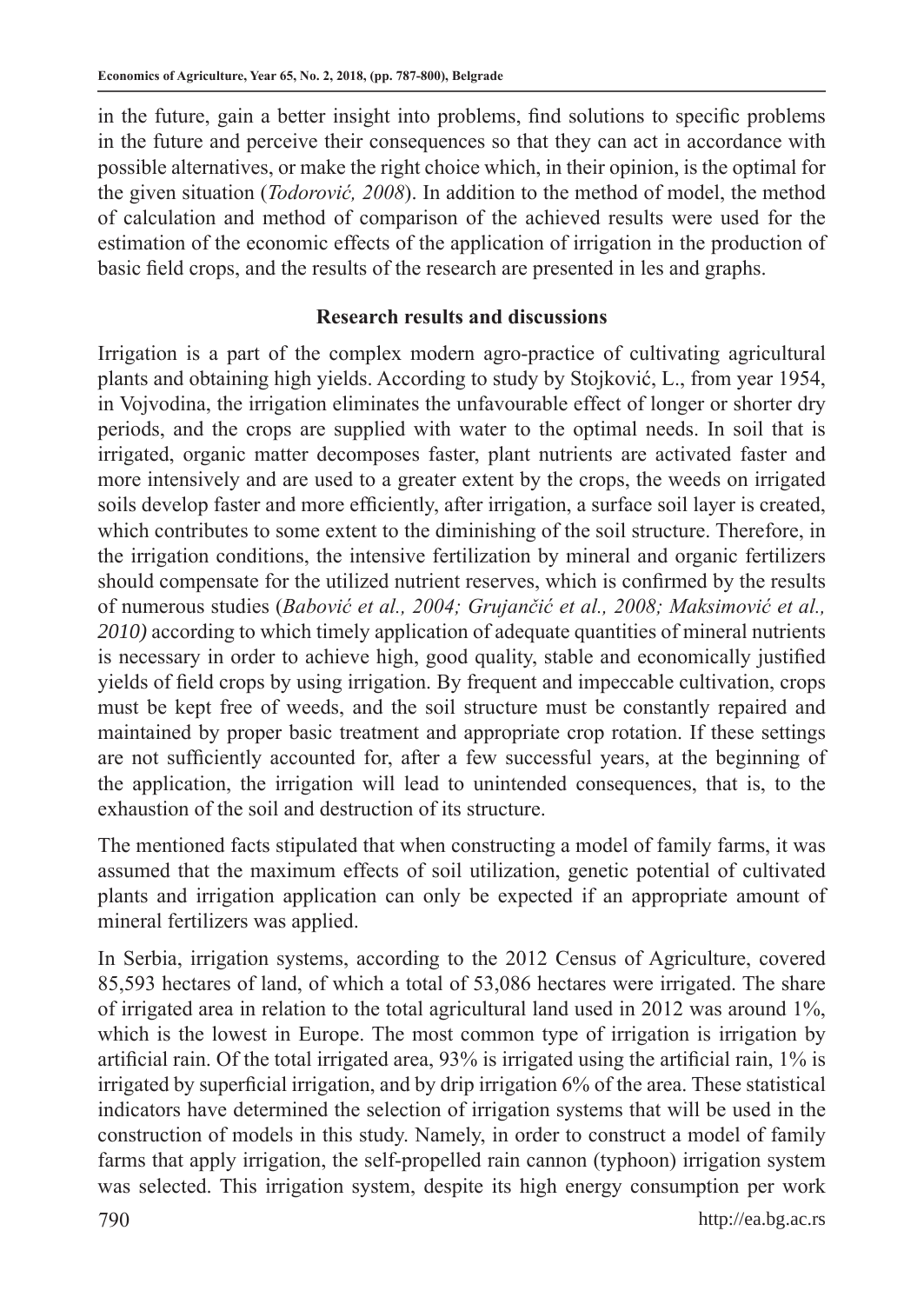in the future, gain a better insight into problems, find solutions to specific problems in the future and perceive their consequences so that they can act in accordance with possible alternatives, or make the right choice which, in their opinion, is the optimal for the given situation (*Todorović, 2008*). In addition to the method of model, the method of calculation and method of comparison of the achieved results were used for the estimation of the economic effects of the application of irrigation in the production of basic field crops, and the results of the research are presented in les and graphs.

## Research results and discussions

Irrigation is a part of the complex modern agro-practice of cultivating agricultural plants and obtaining high yields. According to study by Stojković, L., from year 1954, in Vojvodina, the irrigation eliminates the unfavourable effect of longer or shorter dry periods, and the crops are supplied with water to the optimal needs. In soil that is irrigated, organic matter decomposes faster, plant nutrients are activated faster and more intensively and are used to a greater extent by the crops, the weeds on irrigated soils develop faster and more efficiently, after irrigation, a surface soil layer is created, which contributes to some extent to the diminishing of the soil structure. Therefore, in the irrigation conditions, the intensive fertilization by mineral and organic fertilizers should compensate for the utilized nutrient reserves, which is confirmed by the results of numerous studies (*Babović et al., 2004; Grujančić et al., 2008; Maksimović et al., 2010)* according to which timely application of adequate quantities of mineral nutrients is necessary in order to achieve high, good quality, stable and economically justified yields of field crops by using irrigation. By frequent and impeccable cultivation, crops must be kept free of weeds, and the soil structure must be constantly repaired and maintained by proper basic treatment and appropriate crop rotation. If these settings are not sufficiently accounted for, after a few successful years, at the beginning of the application, the irrigation will lead to unintended consequences, that is, to the exhaustion of the soil and destruction of its structure.

The mentioned facts stipulated that when constructing a model of family farms, it was assumed that the maximum effects of soil utilization, genetic potential of cultivated plants and irrigation application can only be expected if an appropriate amount of mineral fertilizers was applied.

In Serbia, irrigation systems, according to the 2012 Census of Agriculture, covered 85,593 hectares of land, of which a total of 53,086 hectares were irrigated. The share of irrigated area in relation to the total agricultural land used in 2012 was around 1%, which is the lowest in Europe. The most common type of irrigation is irrigation by artificial rain. Of the total irrigated area, 93% is irrigated using the artificial rain, 1% is irrigated by superficial irrigation, and by drip irrigation 6% of the area. These statistical indicators have determined the selection of irrigation systems that will be used in the construction of models in this study. Namely, in order to construct a model of family farms that apply irrigation, the self-propelled rain cannon (typhoon) irrigation system was selected. This irrigation system, despite its high energy consumption per work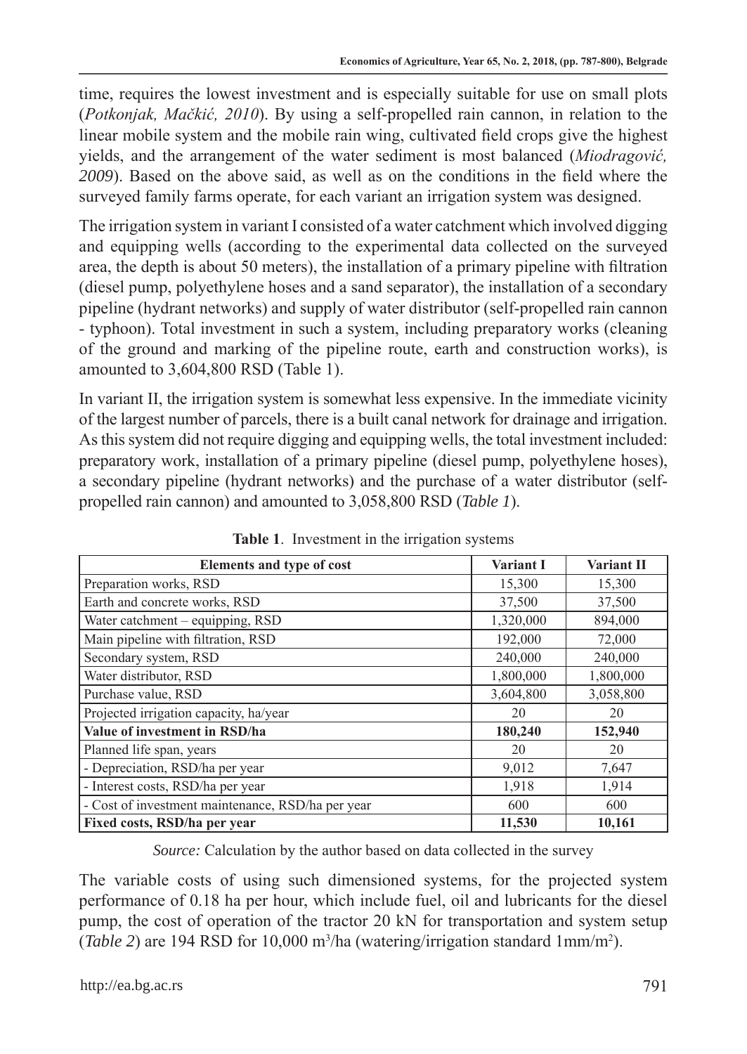time, requires the lowest investment and is especially suitable for use on small plots (*Potkonjak, Mačkić, 2010*). By using a self-propelled rain cannon, in relation to the linear mobile system and the mobile rain wing, cultivated field crops give the highest yields, and the arrangement of the water sediment is most balanced (*Miodragović, 2009*). Based on the above said, as well as on the conditions in the field where the surveyed family farms operate, for each variant an irrigation system was designed.

The irrigation system in variant I consisted of a water catchment which involved digging and equipping wells (according to the experimental data collected on the surveyed area, the depth is about 50 meters), the installation of a primary pipeline with filtration (diesel pump, polyethylene hoses and a sand separator), the installation of a secondary pipeline (hydrant networks) and supply of water distributor (self-propelled rain cannon - typhoon). Total investment in such a system, including preparatory works (cleaning of the ground and marking of the pipeline route, earth and construction works), is amounted to 3,604,800 RSD (Table 1).

In variant II, the irrigation system is somewhat less expensive. In the immediate vicinity of the largest number of parcels, there is a built canal network for drainage and irrigation. As this system did not require digging and equipping wells, the total investment included: preparatory work, installation of a primary pipeline (diesel pump, polyethylene hoses), a secondary pipeline (hydrant networks) and the purchase of a water distributor (self-propelled rain cannon) and amounted to 3,058,800 RSD (*Table 1*).

**Table 1**. Investment in the irrigation systems

| Elements and type of cost | Variant I | Variant II |
|---|---|---|
| Preparation works, RSD | 15,300 | 15,300 |
| Earth and concrete works, RSD | 37,500 | 37,500 |
| Water catchment – equipping, RSD | 1,320,000 | 894,000 |
| Main pipeline with filtration, RSD | 192,000 | 72,000 |
| Secondary system, RSD | 240,000 | 240,000 |
| Water distributor, RSD | 1,800,000 | 1,800,000 |
| Purchase value, RSD | 3,604,800 | 3,058,800 |
| Projected irrigation capacity, ha/year | 20 | 20 |
| **Value of investment in RSD/ha** | **180,240** | **152,940** |
| Planned life span, years | 20 | 20 |
| - Depreciation, RSD/ha per year | 9,012 | 7,647 |
| - Interest costs, RSD/ha per year | 1,918 | 1,914 |
| - Cost of investment maintenance, RSD/ha per year | 600 | 600 |
| **Fixed costs, RSD/ha per year** | **11,530** | **10,161** |

*Source:* Calculation by the author based on data collected in the survey

The variable costs of using such dimensioned systems, for the projected system performance of 0.18 ha per hour, which include fuel, oil and lubricants for the diesel pump, the cost of operation of the tractor 20 kN for transportation and system setup (*Table 2*) are 194 RSD for 10,000 $m^3$/ha (watering/irrigation standard 1mm/$m^2$).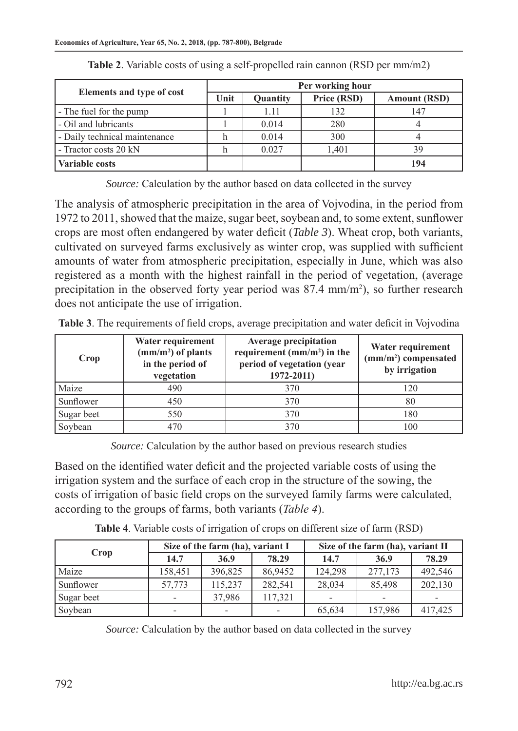**Table 2**. Variable costs of using a self-propelled rain cannon (RSD per mm/m2)

| Elements and type of cost | Per working hour | | | |
|---|---|---|---|---|
| | Unit | Quantity | Price (RSD) | Amount (RSD) |
| - The fuel for the pump | l | 1.11 | 132 | 147 |
| - Oil and lubricants | l | 0.014 | 280 | 4 |
| - Daily technical maintenance | h | 0.014 | 300 | 4 |
| - Tractor costs 20 kN | h | 0.027 | 1,401 | 39 |
| **Variable costs** | | | | **194** |

*Source:* Calculation by the author based on data collected in the survey

The analysis of atmospheric precipitation in the area of Vojvodina, in the period from 1972 to 2011, showed that the maize, sugar beet, soybean and, to some extent, sunflower crops are most often endangered by water deficit (*Table 3*). Wheat crop, both variants, cultivated on surveyed farms exclusively as winter crop, was supplied with sufficient amounts of water from atmospheric precipitation, especially in June, which was also registered as a month with the highest rainfall in the period of vegetation, (average precipitation in the observed forty year period was 87.4 mm/m$^2$), so further research does not anticipate the use of irrigation.

**Table 3**. The requirements of field crops, average precipitation and water deficit in Vojvodina

| Crop | Water requirement (mm/m$^2$) of plants in the period of vegetation | Average precipitation requirement (mm/m$^2$) in the period of vegetation (year 1972-2011) | Water requirement (mm/m$^2$) compensated by irrigation |
|---|---|---|---|
| Maize | 490 | 370 | 120 |
| Sunflower | 450 | 370 | 80 |
| Sugar beet | 550 | 370 | 180 |
| Soybean | 470 | 370 | 100 |

*Source:* Calculation by the author based on previous research studies

Based on the identified water deficit and the projected variable costs of using the irrigation system and the surface of each crop in the structure of the sowing, the costs of irrigation of basic field crops on the surveyed family farms were calculated, according to the groups of farms, both variants (*Table 4*).

**Table 4**. Variable costs of irrigation of crops on different size of farm (RSD)

| Crop | Size of the farm (ha), variant I | | | Size of the farm (ha), variant II | | |
|---|---|---|---|---|---|---|
| | 14.7 | 36.9 | 78.29 | 14.7 | 36.9 | 78.29 |
| Maize | 158,451 | 396,825 | 86,9452 | 124,298 | 277,173 | 492,546 |
| Sunflower | 57,773 | 115,237 | 282,541 | 28,034 | 85,498 | 202,130 |
| Sugar beet | - | 37,986 | 117,321 | - | - | - |
| Soybean | - | - | - | 65,634 | 157,986 | 417,425 |

*Source:* Calculation by the author based on data collected in the survey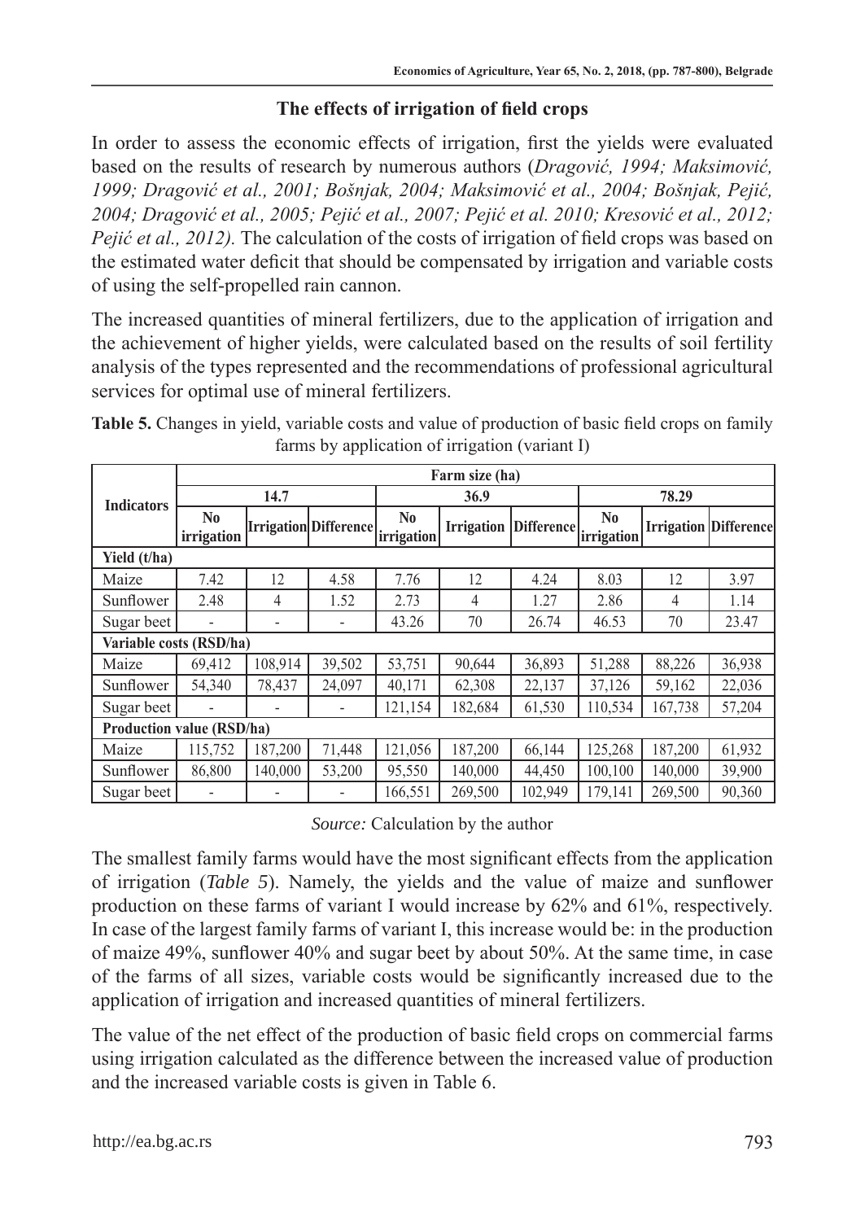### The effects of irrigation of field crops

In order to assess the economic effects of irrigation, first the yields were evaluated based on the results of research by numerous authors (*Dragović, 1994; Maksimović, 1999; Dragović et al., 2001; Bošnjak, 2004; Maksimović et al., 2004; Bošnjak, Pejić, 2004; Dragović et al., 2005; Pejić et al., 2007; Pejić et al. 2010; Kresović et al., 2012; Pejić et al., 2012).* The calculation of the costs of irrigation of field crops was based on the estimated water deficit that should be compensated by irrigation and variable costs of using the self-propelled rain cannon.

The increased quantities of mineral fertilizers, due to the application of irrigation and the achievement of higher yields, were calculated based on the results of soil fertility analysis of the types represented and the recommendations of professional agricultural services for optimal use of mineral fertilizers.

**Table 5.** Changes in yield, variable costs and value of production of basic field crops on family farms by application of irrigation (variant I)

| Indicators | Farm size (ha) | | | | | | | | |
|---|---|---|---|---|---|---|---|---|---|
| | 14.7 | | | 36.9 | | | 78.29 | | |
| | No irrigation | Irrigation | Difference | No irrigation | Irrigation | Difference | No irrigation | Irrigation | Difference |
| **Yield (t/ha)** | | | | | | | | | |
| Maize | 7.42 | 12 | 4.58 | 7.76 | 12 | 4.24 | 8.03 | 12 | 3.97 |
| Sunflower | 2.48 | 4 | 1.52 | 2.73 | 4 | 1.27 | 2.86 | 4 | 1.14 |
| Sugar beet | - | - | - | 43.26 | 70 | 26.74 | 46.53 | 70 | 23.47 |
| **Variable costs (RSD/ha)** | | | | | | | | | |
| Maize | 69,412 | 108,914 | 39,502 | 53,751 | 90,644 | 36,893 | 51,288 | 88,226 | 36,938 |
| Sunflower | 54,340 | 78,437 | 24,097 | 40,171 | 62,308 | 22,137 | 37,126 | 59,162 | 22,036 |
| Sugar beet | - | - | - | 121,154 | 182,684 | 61,530 | 110,534 | 167,738 | 57,204 |
| **Production value (RSD/ha)** | | | | | | | | | |
| Maize | 115,752 | 187,200 | 71,448 | 121,056 | 187,200 | 66,144 | 125,268 | 187,200 | 61,932 |
| Sunflower | 86,800 | 140,000 | 53,200 | 95,550 | 140,000 | 44,450 | 100,100 | 140,000 | 39,900 |
| Sugar beet | - | - | - | 166,551 | 269,500 | 102,949 | 179,141 | 269,500 | 90,360 |

*Source:* Calculation by the author

The smallest family farms would have the most significant effects from the application of irrigation (*Table 5*). Namely, the yields and the value of maize and sunflower production on these farms of variant I would increase by 62% and 61%, respectively. In case of the largest family farms of variant I, this increase would be: in the production of maize 49%, sunflower 40% and sugar beet by about 50%. At the same time, in case of the farms of all sizes, variable costs would be significantly increased due to the application of irrigation and increased quantities of mineral fertilizers.

The value of the net effect of the production of basic field crops on commercial farms using irrigation calculated as the difference between the increased value of production and the increased variable costs is given in Table 6.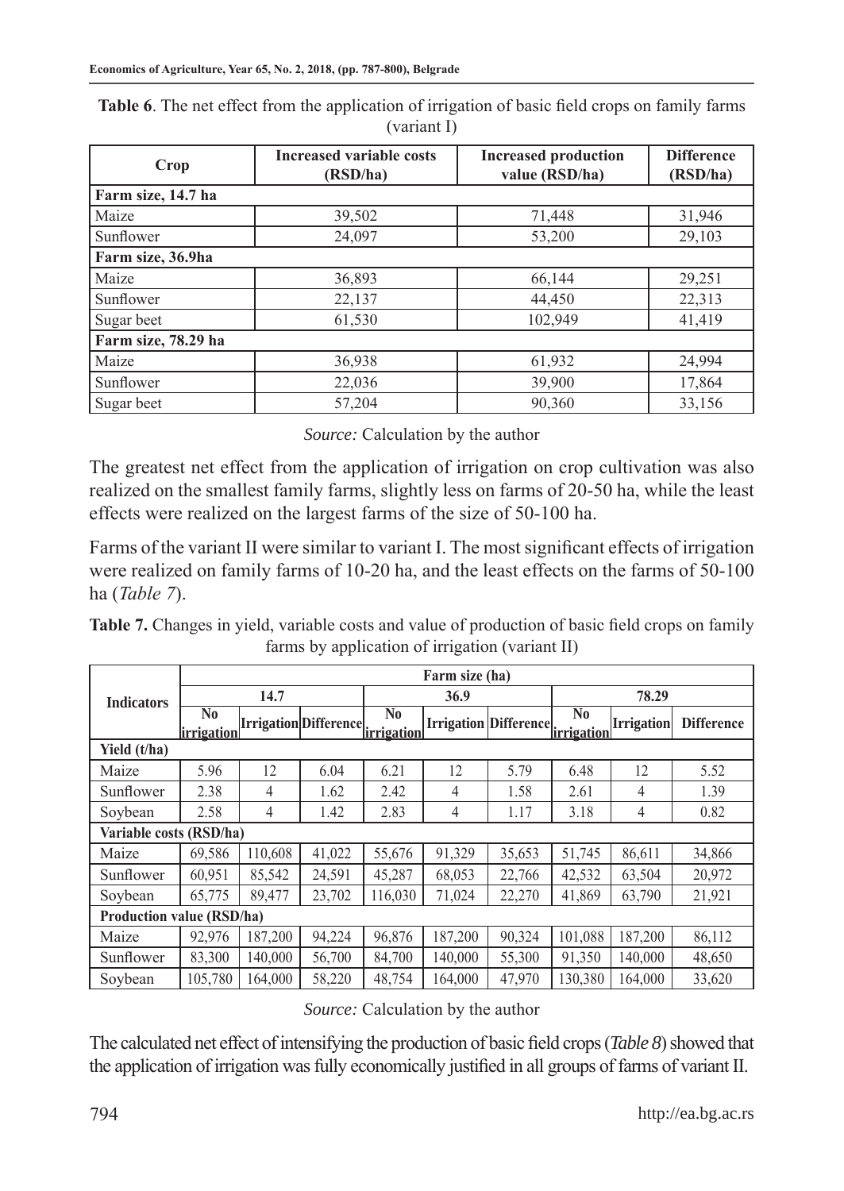**Table 6**. The net effect from the application of irrigation of basic field crops on family farms (variant I)

| Crop | Increased variable costs (RSD/ha) | Increased production value (RSD/ha) | Difference (RSD/ha) |
|---|---|---|---|
| **Farm size, 14.7 ha** | | | |
| Maize | 39,502 | 71,448 | 31,946 |
| Sunflower | 24,097 | 53,200 | 29,103 |
| **Farm size, 36.9ha** | | | |
| Maize | 36,893 | 66,144 | 29,251 |
| Sunflower | 22,137 | 44,450 | 22,313 |
| Sugar beet | 61,530 | 102,949 | 41,419 |
| **Farm size, 78.29 ha** | | | |
| Maize | 36,938 | 61,932 | 24,994 |
| Sunflower | 22,036 | 39,900 | 17,864 |
| Sugar beet | 57,204 | 90,360 | 33,156 |

*Source:* Calculation by the author

The greatest net effect from the application of irrigation on crop cultivation was also realized on the smallest family farms, slightly less on farms of 20-50 ha, while the least effects were realized on the largest farms of the size of 50-100 ha.

Farms of the variant II were similar to variant I. The most significant effects of irrigation were realized on family farms of 10-20 ha, and the least effects on the farms of 50-100 ha (*Table 7*).

**Table 7.** Changes in yield, variable costs and value of production of basic field crops on family farms by application of irrigation (variant II)

| Indicators | Farm size (ha) | | | | | | | | |
|---|---|---|---|---|---|---|---|---|---|
| | 14.7 | | | 36.9 | | | 78.29 | | |
| | No irrigation | Irrigation | Difference | No irrigation | Irrigation | Difference | No irrigation | Irrigation | Difference |
| **Yield (t/ha)** | | | | | | | | | |
| Maize | 5.96 | 12 | 6.04 | 6.21 | 12 | 5.79 | 6.48 | 12 | 5.52 |
| Sunflower | 2.38 | 4 | 1.62 | 2.42 | 4 | 1.58 | 2.61 | 4 | 1.39 |
| Soybean | 2.58 | 4 | 1.42 | 2.83 | 4 | 1.17 | 3.18 | 4 | 0.82 |
| **Variable costs (RSD/ha)** | | | | | | | | | |
| Maize | 69,586 | 110,608 | 41,022 | 55,676 | 91,329 | 35,653 | 51,745 | 86,611 | 34,866 |
| Sunflower | 60,951 | 85,542 | 24,591 | 45,287 | 68,053 | 22,766 | 42,532 | 63,504 | 20,972 |
| Soybean | 65,775 | 89,477 | 23,702 | 116,030 | 71,024 | 22,270 | 41,869 | 63,790 | 21,921 |
| **Production value (RSD/ha)** | | | | | | | | | |
| Maize | 92,976 | 187,200 | 94,224 | 96,876 | 187,200 | 90,324 | 101,088 | 187,200 | 86,112 |
| Sunflower | 83,300 | 140,000 | 56,700 | 84,700 | 140,000 | 55,300 | 91,350 | 140,000 | 48,650 |
| Soybean | 105,780 | 164,000 | 58,220 | 48,754 | 164,000 | 47,970 | 130,380 | 164,000 | 33,620 |

*Source:* Calculation by the author

The calculated net effect of intensifying the production of basic field crops (*Table 8*) showed that the application of irrigation was fully economically justified in all groups of farms of variant II.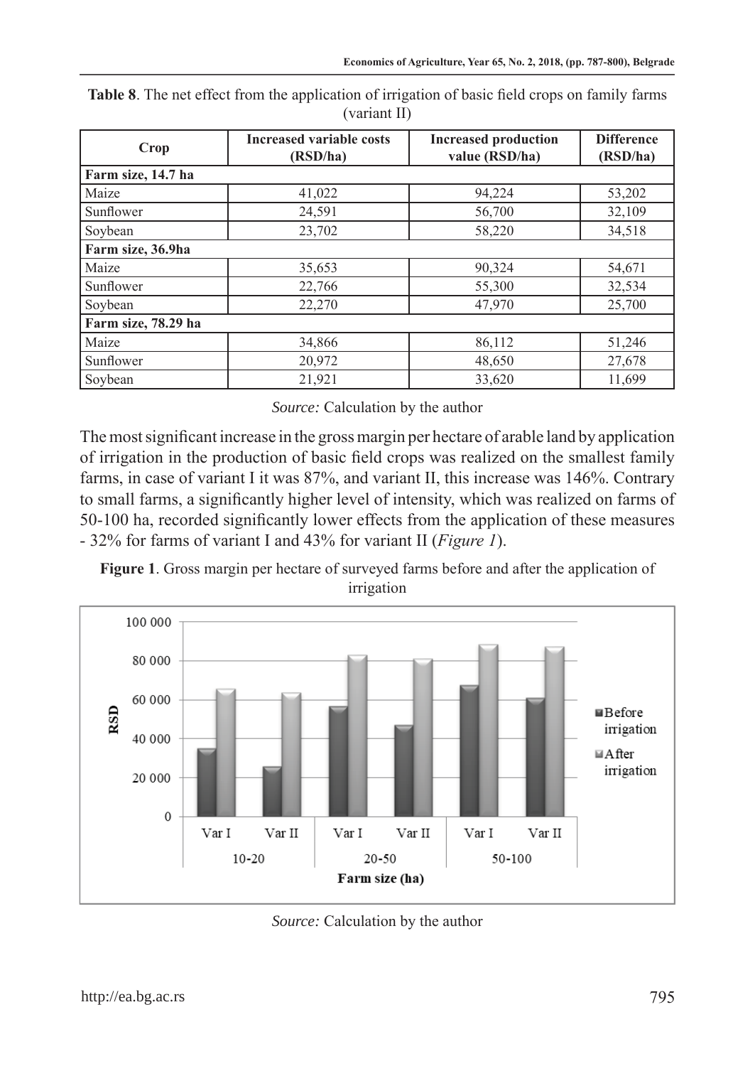**Table 8**. The net effect from the application of irrigation of basic field crops on family farms (variant II)

| Crop | Increased variable costs (RSD/ha) | Increased production value (RSD/ha) | Difference (RSD/ha) |
|---|---|---|---|
| **Farm size, 14.7 ha** | | | |
| Maize | 41,022 | 94,224 | 53,202 |
| Sunflower | 24,591 | 56,700 | 32,109 |
| Soybean | 23,702 | 58,220 | 34,518 |
| **Farm size, 36.9ha** | | | |
| Maize | 35,653 | 90,324 | 54,671 |
| Sunflower | 22,766 | 55,300 | 32,534 |
| Soybean | 22,270 | 47,970 | 25,700 |
| **Farm size, 78.29 ha** | | | |
| Maize | 34,866 | 86,112 | 51,246 |
| Sunflower | 20,972 | 48,650 | 27,678 |
| Soybean | 21,921 | 33,620 | 11,699 |

*Source:* Calculation by the author

The most significant increase in the gross margin per hectare of arable land by application of irrigation in the production of basic field crops was realized on the smallest family farms, in case of variant I it was 87%, and variant II, this increase was 146%. Contrary to small farms, a significantly higher level of intensity, which was realized on farms of 50-100 ha, recorded significantly lower effects from the application of these measures - 32% for farms of variant I and 43% for variant II (*Figure 1*).

**Figure 1**. Gross margin per hectare of surveyed farms before and after the application of irrigation

*Source:* Calculation by the author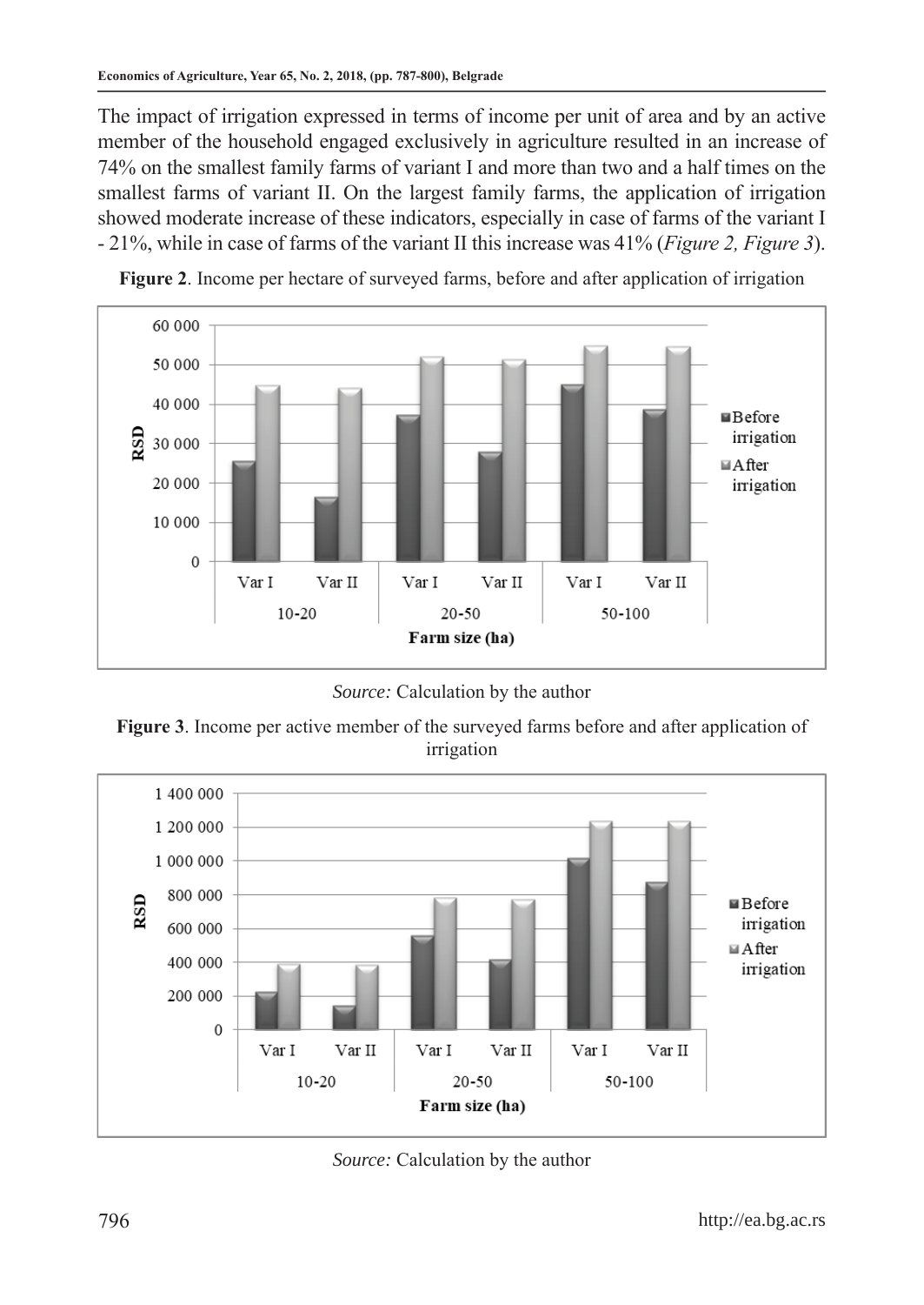The impact of irrigation expressed in terms of income per unit of area and by an active member of the household engaged exclusively in agriculture resulted in an increase of 74% on the smallest family farms of variant I and more than two and a half times on the smallest farms of variant II. On the largest family farms, the application of irrigation showed moderate increase of these indicators, especially in case of farms of the variant I - 21%, while in case of farms of the variant II this increase was 41% (*Figure 2, Figure 3*).

**Figure 2**. Income per hectare of surveyed farms, before and after application of irrigation

*Source:* Calculation by the author

**Figure 3**. Income per active member of the surveyed farms before and after application of irrigation

*Source:* Calculation by the author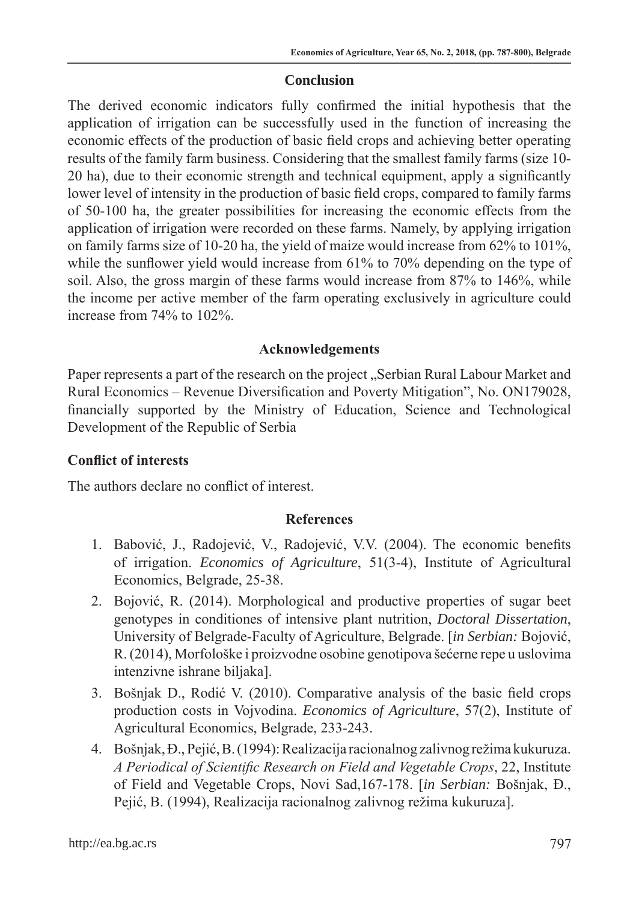## Conclusion

The derived economic indicators fully confirmed the initial hypothesis that the application of irrigation can be successfully used in the function of increasing the economic effects of the production of basic field crops and achieving better operating results of the family farm business. Considering that the smallest family farms (size 10-20 ha), due to their economic strength and technical equipment, apply a significantly lower level of intensity in the production of basic field crops, compared to family farms of 50-100 ha, the greater possibilities for increasing the economic effects from the application of irrigation were recorded on these farms. Namely, by applying irrigation on family farms size of 10-20 ha, the yield of maize would increase from 62% to 101%, while the sunflower yield would increase from 61% to 70% depending on the type of soil. Also, the gross margin of these farms would increase from 87% to 146%, while the income per active member of the farm operating exclusively in agriculture could increase from 74% to 102%.

## Acknowledgements

Paper represents a part of the research on the project „Serbian Rural Labour Market and Rural Economics – Revenue Diversification and Poverty Mitigation", No. ON179028, financially supported by the Ministry of Education, Science and Technological Development of the Republic of Serbia

**Conflict of interests**

The authors declare no conflict of interest.

## References

1. Babović, J., Radojević, V., Radojević, V.V. (2004). The economic benefits of irrigation. *Economics of Agriculture*, 51(3-4), Institute of Agricultural Economics, Belgrade, 25-38.
2. Bojović, R. (2014). Morphological and productive properties of sugar beet genotypes in conditiones of intensive plant nutrition, *Doctoral Dissertation*, University of Belgrade-Faculty of Agriculture, Belgrade. [*in Serbian:* Bojović, R. (2014), Morfološke i proizvodne osobine genotipova šećerne repe u uslovima intenzivne ishrane biljaka].
3. Bošnjak D., Rodić V. (2010). Comparative analysis of the basic field crops production costs in Vojvodina. *Economics of Agriculture*, 57(2), Institute of Agricultural Economics, Belgrade, 233-243.
4. Bošnjak, Đ., Pejić, B. (1994): Realizacija racionalnog zalivnog režima kukuruza. *A Periodical of Scientific Research on Field and Vegetable Crops*, 22, Institute of Field and Vegetable Crops, Novi Sad,167-178. [*in Serbian:* Bošnjak, Đ., Pejić, B. (1994), Realizacija racionalnog zalivnog režima kukuruza].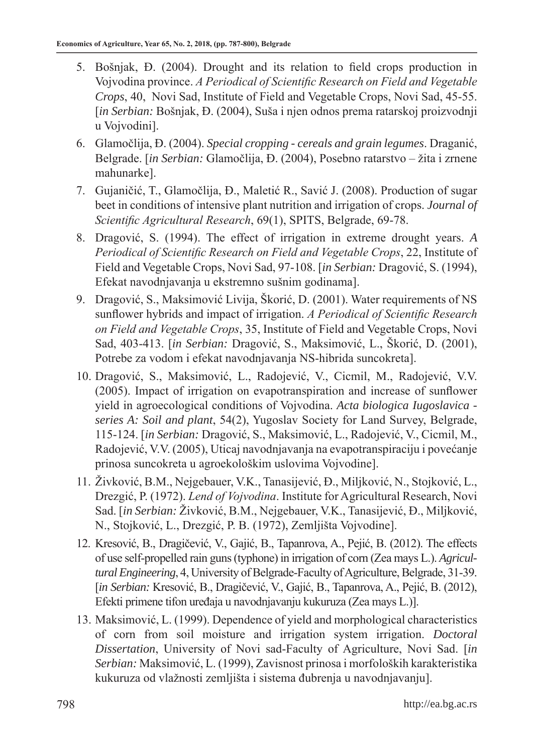5. Bošnjak, Đ. (2004). Drought and its relation to field crops production in Vojvodina province. *A Periodical of Scientific Research on Field and Vegetable Crops*, 40, Novi Sad, Institute of Field and Vegetable Crops, Novi Sad, 45-55. [*in Serbian:* Bošnjak, Đ. (2004), Suša i njen odnos prema ratarskoj proizvodnji u Vojvodini].
6. Glamočlija, Đ. (2004). *Special cropping - cereals and grain legumes*. Draganić, Belgrade. [*in Serbian:* Glamočlija, Đ. (2004), Posebno ratarstvo – žita i zrnene mahunarke].
7. Gujaničić, T., Glamočlija, Đ., Maletić R., Savić J. (2008). Production of sugar beet in conditions of intensive plant nutrition and irrigation of crops. *Journal of Scientific Agricultural Research*, 69(1), SPITS, Belgrade, 69-78.
8. Dragović, S. (1994). The effect of irrigation in extreme drought years. *A Periodical of Scientific Research on Field and Vegetable Crops*, 22, Institute of Field and Vegetable Crops, Novi Sad, 97-108. [*in Serbian:* Dragović, S. (1994), Efekat navodnjavanja u ekstremno sušnim godinama].
9. Dragović, S., Maksimović Livija, Škorić, D. (2001). Water requirements of NS sunflower hybrids and impact of irrigation. *A Periodical of Scientific Research on Field and Vegetable Crops*, 35, Institute of Field and Vegetable Crops, Novi Sad, 403-413. [*in Serbian:* Dragović, S., Maksimović, L., Škorić, D. (2001), Potrebe za vodom i efekat navodnjavanja NS-hibrida suncokreta].
10. Dragović, S., Maksimović, L., Radojević, V., Cicmil, M., Radojević, V.V. (2005). Impact of irrigation on evapotranspiration and increase of sunflower yield in agroecological conditions of Vojvodina. *Acta biologica Iugoslavica - series A: Soil and plant*, 54(2), Yugoslav Society for Land Survey, Belgrade, 115-124. [*in Serbian:* Dragović, S., Maksimović, L., Radojević, V., Cicmil, M., Radojević, V.V. (2005), Uticaj navodnjavanja na evapotranspiraciju i povećanje prinosa suncokreta u agroekološkim uslovima Vojvodine].
11. Živković, B.M., Nejgebauer, V.K., Tanasijević, Đ., Miljković, N., Stojković, L., Drezgić, P. (1972). *Lend of Vojvodina*. Institute for Agricultural Research, Novi Sad. [*in Serbian:* Živković, B.M., Nejgebauer, V.K., Tanasijević, Đ., Miljković, N., Stojković, L., Drezgić, P. B. (1972), Zemljišta Vojvodine].
12. Kresović, B., Dragičević, V., Gajić, B., Tapanrova, A., Pejić, B. (2012). The effects of use self-propelled rain guns (typhone) in irrigation of corn (Zea mays L.). *Agricultural Engineering*, 4, University of Belgrade-Faculty of Agriculture, Belgrade, 31-39. [*in Serbian:* Kresović, B., Dragičević, V., Gajić, B., Tapanrova, A., Pejić, B. (2012), Efekti primene tifon uređaja u navodnjavanju kukuruza (Zea mays L.)].
13. Maksimović, L. (1999). Dependence of yield and morphological characteristics of corn from soil moisture and irrigation system irrigation. *Doctoral Dissertation*, University of Novi sad-Faculty of Agriculture, Novi Sad. [*in Serbian:* Maksimović, L. (1999), Zavisnost prinosa i morfoloških karakteristika kukuruza od vlažnosti zemljišta i sistema đubrenja u navodnjavanju].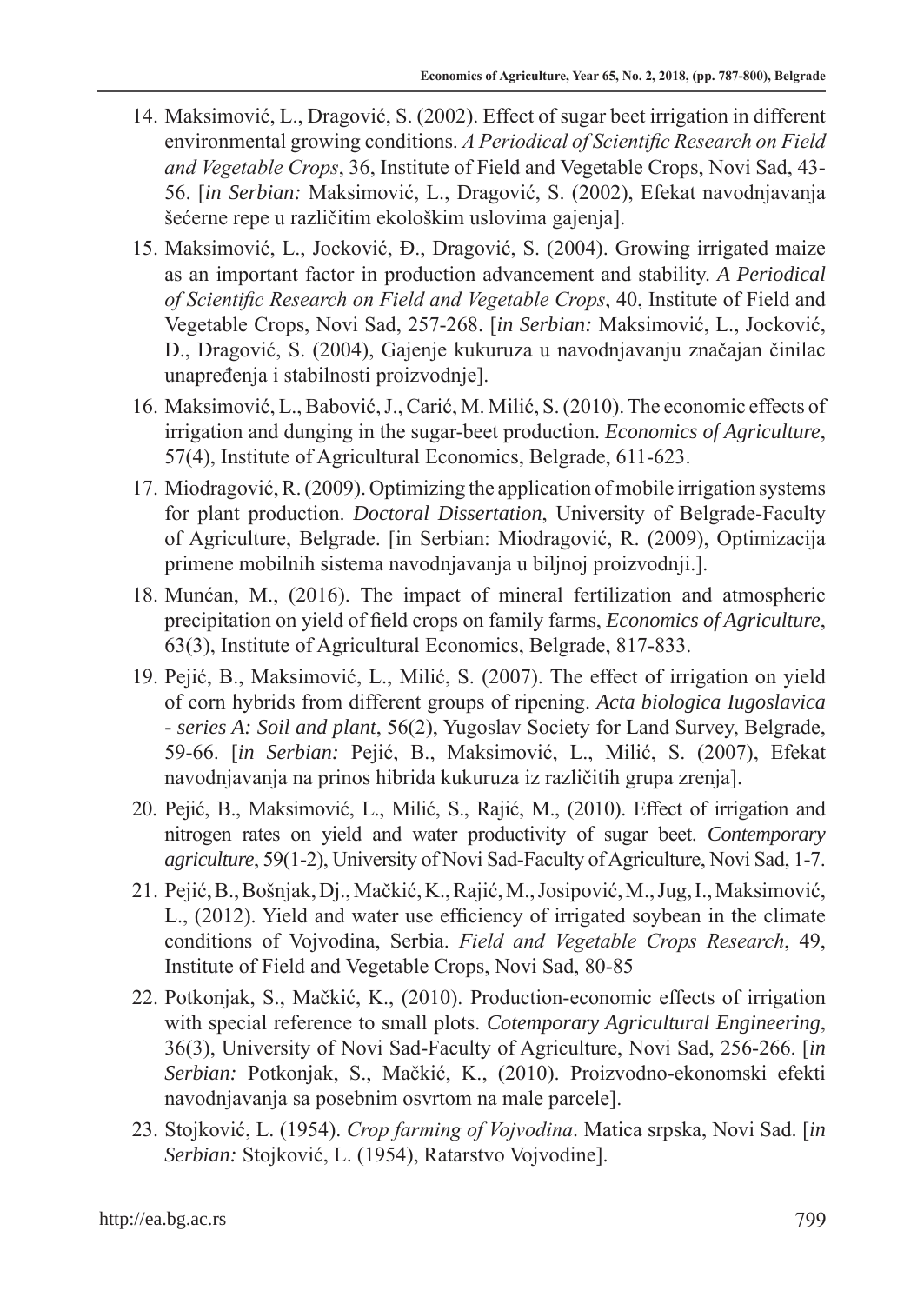14. Maksimović, L., Dragović, S. (2002). Effect of sugar beet irrigation in different environmental growing conditions. *A Periodical of Scientific Research on Field and Vegetable Crops*, 36, Institute of Field and Vegetable Crops, Novi Sad, 43-56. [*in Serbian:* Maksimović, L., Dragović, S. (2002), Efekat navodnjavanja šećerne repe u različitim ekološkim uslovima gajenja].
15. Maksimović, L., Jocković, Đ., Dragović, S. (2004). Growing irrigated maize as an important factor in production advancement and stability. *A Periodical of Scientific Research on Field and Vegetable Crops*, 40, Institute of Field and Vegetable Crops, Novi Sad, 257-268. [*in Serbian:* Maksimović, L., Jocković, Đ., Dragović, S. (2004), Gajenje kukuruza u navodnjavanju značajan činilac unapređenja i stabilnosti proizvodnje].
16. Maksimović, L., Babović, J., Carić, M. Milić, S. (2010). The economic effects of irrigation and dunging in the sugar-beet production. *Economics of Agriculture*, 57(4), Institute of Agricultural Economics, Belgrade, 611-623.
17. Miodragović, R. (2009). Optimizing the application of mobile irrigation systems for plant production. *Doctoral Dissertation*, University of Belgrade-Faculty of Agriculture, Belgrade. [in Serbian: Miodragović, R. (2009), Optimizacija primene mobilnih sistema navodnjavanja u biljnoj proizvodnji.].
18. Munćan, M., (2016). The impact of mineral fertilization and atmospheric precipitation on yield of field crops on family farms, *Economics of Agriculture*, 63(3), Institute of Agricultural Economics, Belgrade, 817-833.
19. Pejić, B., Maksimović, L., Milić, S. (2007). The effect of irrigation on yield of corn hybrids from different groups of ripening. *Acta biologica Iugoslavica - series A: Soil and plant*, 56(2), Yugoslav Society for Land Survey, Belgrade, 59-66. [*in Serbian:* Pejić, B., Maksimović, L., Milić, S. (2007), Efekat navodnjavanja na prinos hibrida kukuruza iz različitih grupa zrenja].
20. Pejić, B., Maksimović, L., Milić, S., Rajić, M., (2010). Effect of irrigation and nitrogen rates on yield and water productivity of sugar beet. *Contemporary agriculture*, 59(1-2), University of Novi Sad-Faculty of Agriculture, Novi Sad, 1-7.
21. Pejić, B., Bošnjak, Dj., Mačkić, K., Rajić, M., Josipović, M., Jug, I., Maksimović, L., (2012). Yield and water use efficiency of irrigated soybean in the climate conditions of Vojvodina, Serbia. *Field and Vegetable Crops Research*, 49, Institute of Field and Vegetable Crops, Novi Sad, 80-85
22. Potkonjak, S., Mačkić, K., (2010). Production-economic effects of irrigation with special reference to small plots. *Cotemporary Agricultural Engineering*, 36(3), University of Novi Sad-Faculty of Agriculture, Novi Sad, 256-266. [*in Serbian:* Potkonjak, S., Mačkić, K., (2010). Proizvodno-ekonomski efekti navodnjavanja sa posebnim osvrtom na male parcele].
23. Stojković, L. (1954). *Crop farming of Vojvodina*. Matica srpska, Novi Sad. [*in Serbian:* Stojković, L. (1954), Ratarstvo Vojvodine].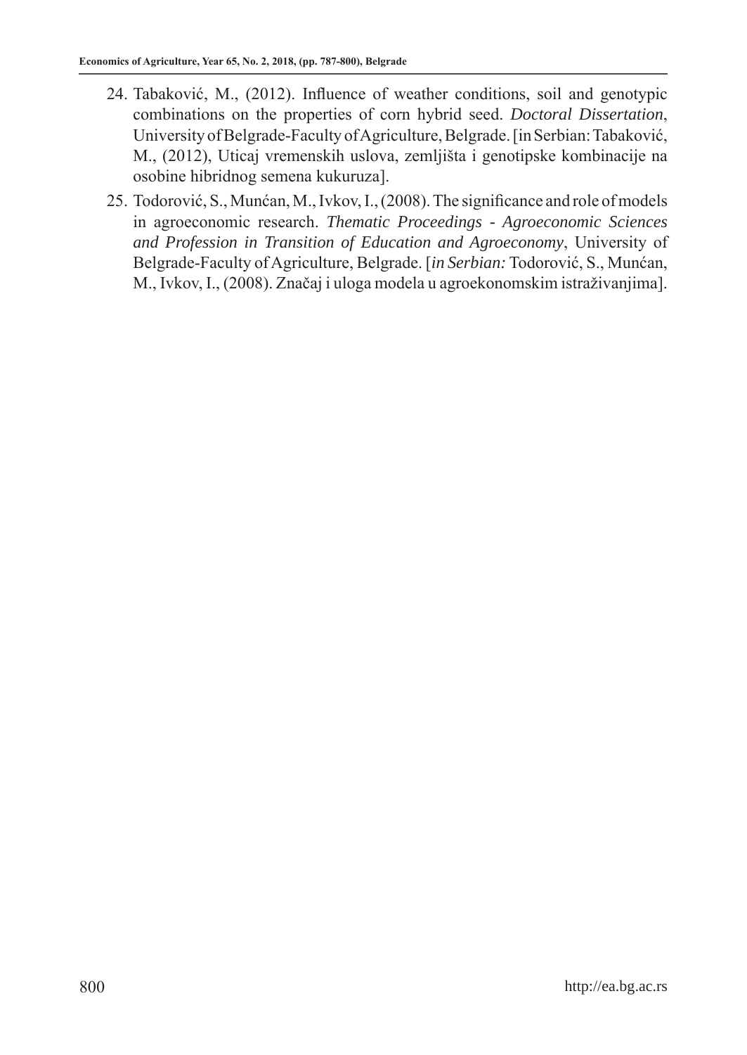24. Tabaković, M., (2012). Influence of weather conditions, soil and genotypic combinations on the properties of corn hybrid seed. *Doctoral Dissertation*, University of Belgrade-Faculty of Agriculture, Belgrade. [in Serbian: Tabaković, M., (2012), Uticaj vremenskih uslova, zemljišta i genotipske kombinacije na osobine hibridnog semena kukuruza].
25. Todorović, S., Munćan, M., Ivkov, I., (2008). The significance and role of models in agroeconomic research. *Thematic Proceedings - Agroeconomic Sciences and Profession in Transition of Education and Agroeconomy*, University of Belgrade-Faculty of Agriculture, Belgrade. [*in Serbian:* Todorović, S., Munćan, M., Ivkov, I., (2008). Značaj i uloga modela u agroekonomskim istraživanjima].